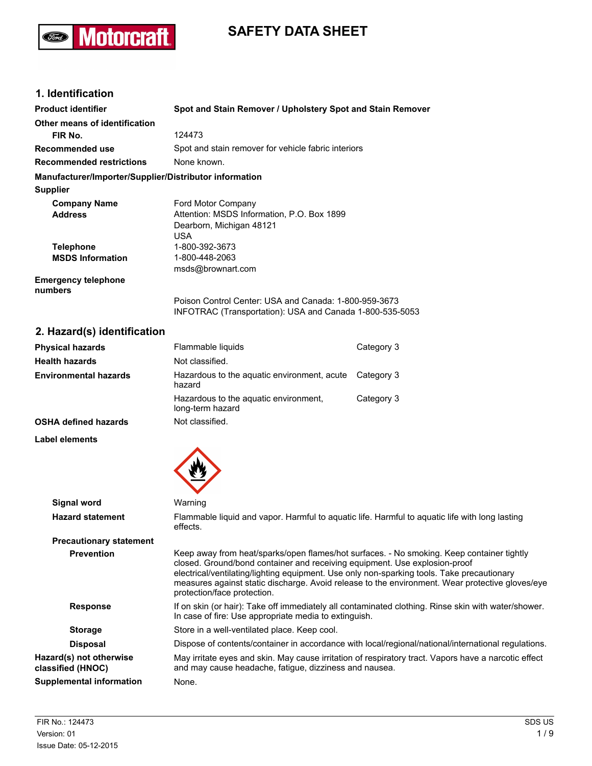# SAFETY DATA SHEET

## 1. Identification

| | |
|---|---|
| **Product identifier** | **Spot and Stain Remover / Upholstery Spot and Stain Remover** |
| **Other means of identification** | |
| **FIR No.** | 124473 |
| **Recommended use** | Spot and stain remover for vehicle fabric interiors |
| **Recommended restrictions** | None known. |

**Manufacturer/Importer/Supplier/Distributor information**

**Supplier**

| | |
|---|---|
| **Company Name** | Ford Motor Company |
| **Address** | Attention: MSDS Information, P.O. Box 1899<br>Dearborn, Michigan 48121<br>USA |
| **Telephone** | 1-800-392-3673 |
| **MSDS Information** | 1-800-448-2063<br>msds@brownart.com |
| **Emergency telephone numbers** | Poison Control Center: USA and Canada: 1-800-959-3673<br>INFOTRAC (Transportation): USA and Canada 1-800-535-5053 |

## 2. Hazard(s) identification

| | | |
|---|---|---|
| **Physical hazards** | Flammable liquids | Category 3 |
| **Health hazards** | Not classified. | |
| **Environmental hazards** | Hazardous to the aquatic environment, acute hazard | Category 3 |
| | Hazardous to the aquatic environment, long-term hazard | Category 3 |
| **OSHA defined hazards** | Not classified. | |

**Label elements**

| | |
|---|---|
| **Signal word** | Warning |
| **Hazard statement** | Flammable liquid and vapor. Harmful to aquatic life. Harmful to aquatic life with long lasting effects. |

**Precautionary statement**

| | |
|---|---|
| **Prevention** | Keep away from heat/sparks/open flames/hot surfaces. - No smoking. Keep container tightly closed. Ground/bond container and receiving equipment. Use explosion-proof electrical/ventilating/lighting equipment. Use only non-sparking tools. Take precautionary measures against static discharge. Avoid release to the environment. Wear protective gloves/eye protection/face protection. |
| **Response** | If on skin (or hair): Take off immediately all contaminated clothing. Rinse skin with water/shower. In case of fire: Use appropriate media to extinguish. |
| **Storage** | Store in a well-ventilated place. Keep cool. |
| **Disposal** | Dispose of contents/container in accordance with local/regional/national/international regulations. |
| **Hazard(s) not otherwise classified (HNOC)** | May irritate eyes and skin. May cause irritation of respiratory tract. Vapors have a narcotic effect and may cause headache, fatigue, dizziness and nausea. |
| **Supplemental information** | None. |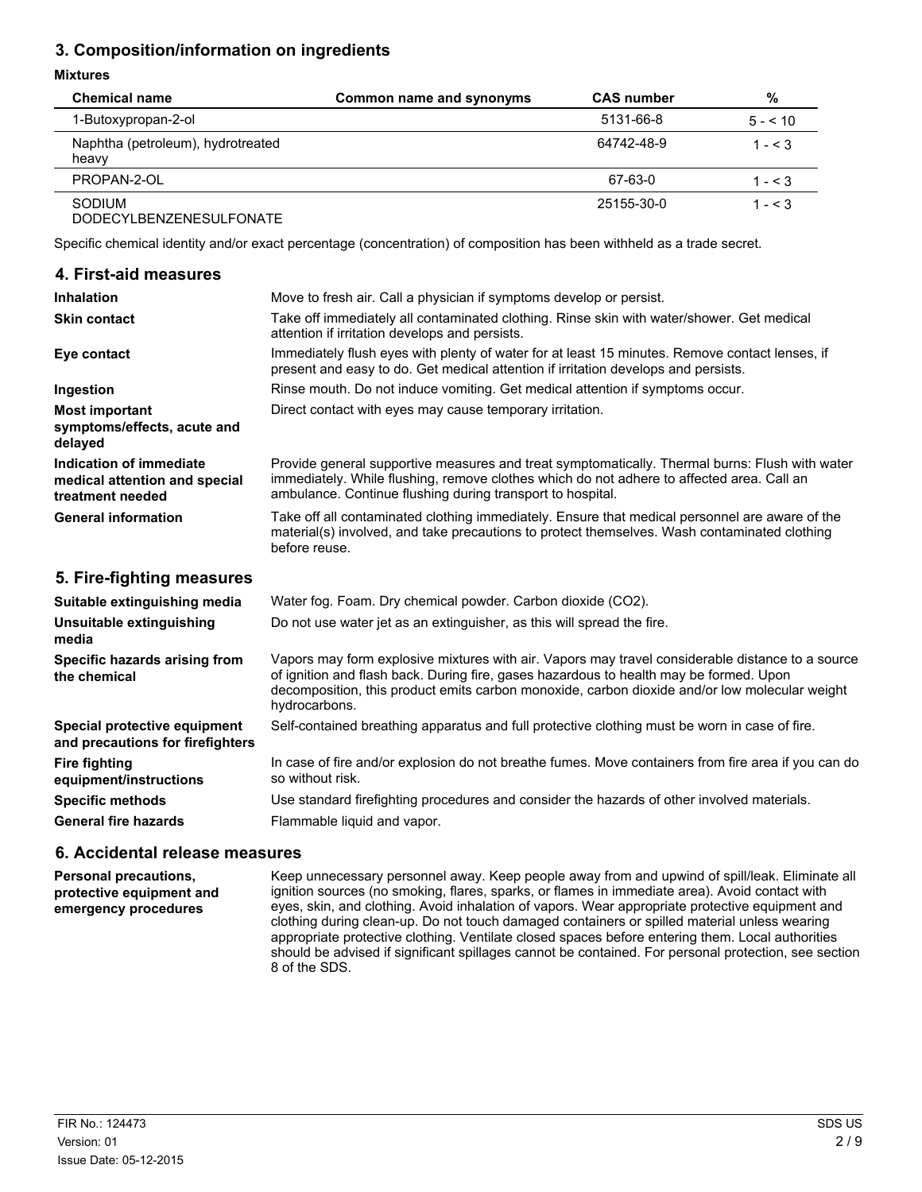## 3. Composition/information on ingredients

**Mixtures**

| Chemical name | Common name and synonyms | CAS number | % |
|---|---|---|---|
| 1-Butoxypropan-2-ol | | 5131-66-8 | 5 - < 10 |
| Naphtha (petroleum), hydrotreated heavy | | 64742-48-9 | 1 - < 3 |
| PROPAN-2-OL | | 67-63-0 | 1 - < 3 |
| SODIUM DODECYLBENZENESULFONATE | | 25155-30-0 | 1 - < 3 |

Specific chemical identity and/or exact percentage (concentration) of composition has been withheld as a trade secret.

## 4. First-aid measures

**Inhalation**
Move to fresh air. Call a physician if symptoms develop or persist.

**Skin contact**
Take off immediately all contaminated clothing. Rinse skin with water/shower. Get medical attention if irritation develops and persists.

**Eye contact**
Immediately flush eyes with plenty of water for at least 15 minutes. Remove contact lenses, if present and easy to do. Get medical attention if irritation develops and persists.

**Ingestion**
Rinse mouth. Do not induce vomiting. Get medical attention if symptoms occur.

**Most important symptoms/effects, acute and delayed**
Direct contact with eyes may cause temporary irritation.

**Indication of immediate medical attention and special treatment needed**
Provide general supportive measures and treat symptomatically. Thermal burns: Flush with water immediately. While flushing, remove clothes which do not adhere to affected area. Call an ambulance. Continue flushing during transport to hospital.

**General information**
Take off all contaminated clothing immediately. Ensure that medical personnel are aware of the material(s) involved, and take precautions to protect themselves. Wash contaminated clothing before reuse.

## 5. Fire-fighting measures

**Suitable extinguishing media**
Water fog. Foam. Dry chemical powder. Carbon dioxide ($CO_2$).

**Unsuitable extinguishing media**
Do not use water jet as an extinguisher, as this will spread the fire.

**Specific hazards arising from the chemical**
Vapors may form explosive mixtures with air. Vapors may travel considerable distance to a source of ignition and flash back. During fire, gases hazardous to health may be formed. Upon decomposition, this product emits carbon monoxide, carbon dioxide and/or low molecular weight hydrocarbons.

**Special protective equipment and precautions for firefighters**
Self-contained breathing apparatus and full protective clothing must be worn in case of fire.

**Fire fighting equipment/instructions**
In case of fire and/or explosion do not breathe fumes. Move containers from fire area if you can do so without risk.

**Specific methods**
Use standard firefighting procedures and consider the hazards of other involved materials.

**General fire hazards**
Flammable liquid and vapor.

## 6. Accidental release measures

**Personal precautions, protective equipment and emergency procedures**
Keep unnecessary personnel away. Keep people away from and upwind of spill/leak. Eliminate all ignition sources (no smoking, flares, sparks, or flames in immediate area). Avoid contact with eyes, skin, and clothing. Avoid inhalation of vapors. Wear appropriate protective equipment and clothing during clean-up. Do not touch damaged containers or spilled material unless wearing appropriate protective clothing. Ventilate closed spaces before entering them. Local authorities should be advised if significant spillages cannot be contained. For personal protection, see section 8 of the SDS.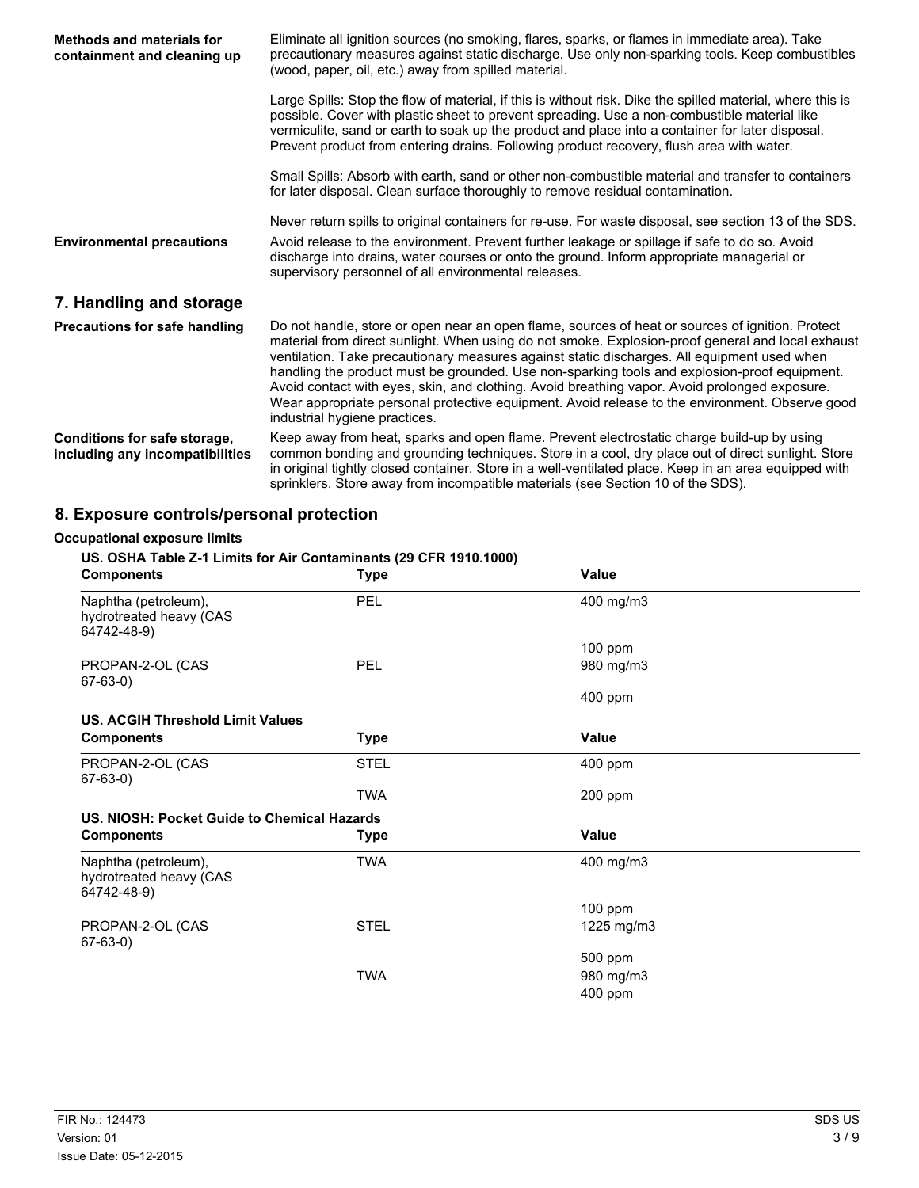| | |
|---|---|
| **Methods and materials for containment and cleaning up** | Eliminate all ignition sources (no smoking, flares, sparks, or flames in immediate area). Take precautionary measures against static discharge. Use only non-sparking tools. Keep combustibles (wood, paper, oil, etc.) away from spilled material. |

Large Spills: Stop the flow of material, if this is without risk. Dike the spilled material, where this is possible. Cover with plastic sheet to prevent spreading. Use a non-combustible material like vermiculite, sand or earth to soak up the product and place into a container for later disposal. Prevent product from entering drains. Following product recovery, flush area with water.

Small Spills: Absorb with earth, sand or other non-combustible material and transfer to containers for later disposal. Clean surface thoroughly to remove residual contamination.

Never return spills to original containers for re-use. For waste disposal, see section 13 of the SDS.

**Environmental precautions**
Avoid release to the environment. Prevent further leakage or spillage if safe to do so. Avoid discharge into drains, water courses or onto the ground. Inform appropriate managerial or supervisory personnel of all environmental releases.

## 7. Handling and storage

**Precautions for safe handling**
Do not handle, store or open near an open flame, sources of heat or sources of ignition. Protect material from direct sunlight. When using do not smoke. Explosion-proof general and local exhaust ventilation. Take precautionary measures against static discharges. All equipment used when handling the product must be grounded. Use non-sparking tools and explosion-proof equipment. Avoid contact with eyes, skin, and clothing. Avoid breathing vapor. Avoid prolonged exposure. Wear appropriate personal protective equipment. Avoid release to the environment. Observe good industrial hygiene practices.

**Conditions for safe storage, including any incompatibilities**
Keep away from heat, sparks and open flame. Prevent electrostatic charge build-up by using common bonding and grounding techniques. Store in a cool, dry place out of direct sunlight. Store in original tightly closed container. Store in a well-ventilated place. Keep in an area equipped with sprinklers. Store away from incompatible materials (see Section 10 of the SDS).

## 8. Exposure controls/personal protection

**Occupational exposure limits**

**US. OSHA Table Z-1 Limits for Air Contaminants (29 CFR 1910.1000)**

| Components | Type | Value |
|---|---|---|
| Naphtha (petroleum), hydrotreated heavy (CAS 64742-48-9) | PEL | 400 mg/m3 |
| | | 100 ppm |
| PROPAN-2-OL (CAS 67-63-0) | PEL | 980 mg/m3 |
| | | 400 ppm |

**US. ACGIH Threshold Limit Values**

| Components | Type | Value |
|---|---|---|
| PROPAN-2-OL (CAS 67-63-0) | STEL | 400 ppm |
| | TWA | 200 ppm |

**US. NIOSH: Pocket Guide to Chemical Hazards**

| Components | Type | Value |
|---|---|---|
| Naphtha (petroleum), hydrotreated heavy (CAS 64742-48-9) | TWA | 400 mg/m3 |
| | | 100 ppm |
| PROPAN-2-OL (CAS 67-63-0) | STEL | 1225 mg/m3 |
| | | 500 ppm |
| | TWA | 980 mg/m3 |
| | | 400 ppm |

FIR No.: 124473
Version: 01
Issue Date: 05-12-2015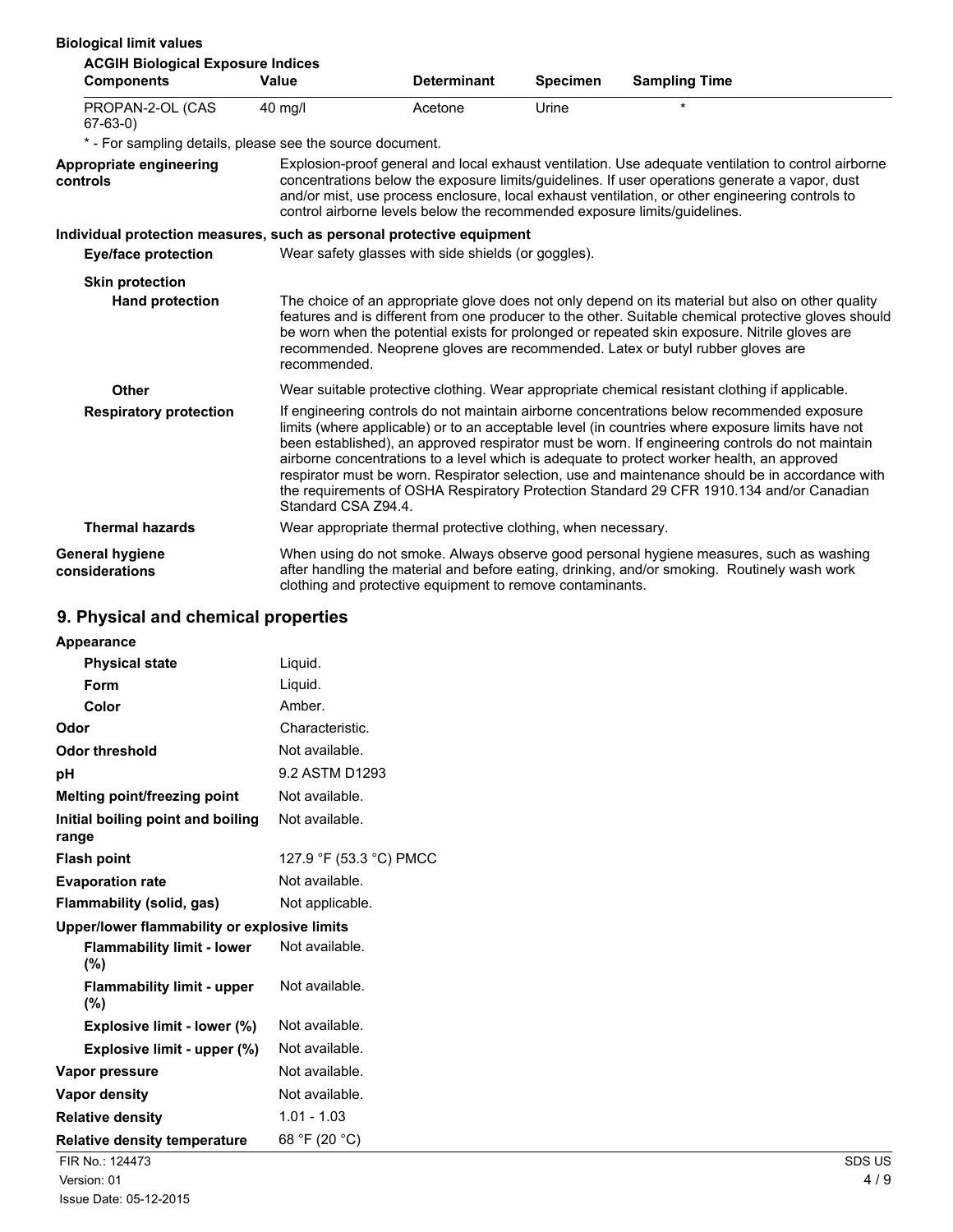**Biological limit values**

**ACGIH Biological Exposure Indices**

| Components | Value | Determinant | Specimen | Sampling Time |
|---|---|---|---|---|
| PROPAN-2-OL (CAS 67-63-0) | 40 mg/l | Acetone | Urine | * |

\* - For sampling details, please see the source document.

**Appropriate engineering controls**

Explosion-proof general and local exhaust ventilation. Use adequate ventilation to control airborne concentrations below the exposure limits/guidelines. If user operations generate a vapor, dust and/or mist, use process enclosure, local exhaust ventilation, or other engineering controls to control airborne levels below the recommended exposure limits/guidelines.

**Individual protection measures, such as personal protective equipment**

**Eye/face protection**

Wear safety glasses with side shields (or goggles).

**Skin protection**

**Hand protection**

The choice of an appropriate glove does not only depend on its material but also on other quality features and is different from one producer to the other. Suitable chemical protective gloves should be worn when the potential exists for prolonged or repeated skin exposure. Nitrile gloves are recommended. Neoprene gloves are recommended. Latex or butyl rubber gloves are recommended.

**Other**

Wear suitable protective clothing. Wear appropriate chemical resistant clothing if applicable.

**Respiratory protection**

If engineering controls do not maintain airborne concentrations below recommended exposure limits (where applicable) or to an acceptable level (in countries where exposure limits have not been established), an approved respirator must be worn. If engineering controls do not maintain airborne concentrations to a level which is adequate to protect worker health, an approved respirator must be worn. Respirator selection, use and maintenance should be in accordance with the requirements of OSHA Respiratory Protection Standard 29 CFR 1910.134 and/or Canadian Standard CSA Z94.4.

**Thermal hazards**

Wear appropriate thermal protective clothing, when necessary.

**General hygiene considerations**

When using do not smoke. Always observe good personal hygiene measures, such as washing after handling the material and before eating, drinking, and/or smoking. Routinely wash work clothing and protective equipment to remove contaminants.

## 9. Physical and chemical properties

| Property | Value |
|---|---|
| **Appearance** | |
| Physical state | Liquid. |
| Form | Liquid. |
| Color | Amber. |
| **Odor** | Characteristic. |
| **Odor threshold** | Not available. |
| **pH** | 9.2 ASTM D1293 |
| **Melting point/freezing point** | Not available. |
| **Initial boiling point and boiling range** | Not available. |
| **Flash point** | 127.9 °F (53.3 °C) PMCC |
| **Evaporation rate** | Not available. |
| **Flammability (solid, gas)** | Not applicable. |
| **Upper/lower flammability or explosive limits** | |
| Flammability limit - lower (%) | Not available. |
| Flammability limit - upper (%) | Not available. |
| Explosive limit - lower (%) | Not available. |
| Explosive limit - upper (%) | Not available. |
| **Vapor pressure** | Not available. |
| **Vapor density** | Not available. |
| **Relative density** | 1.01 - 1.03 |
| **Relative density temperature** | 68 °F (20 °C) |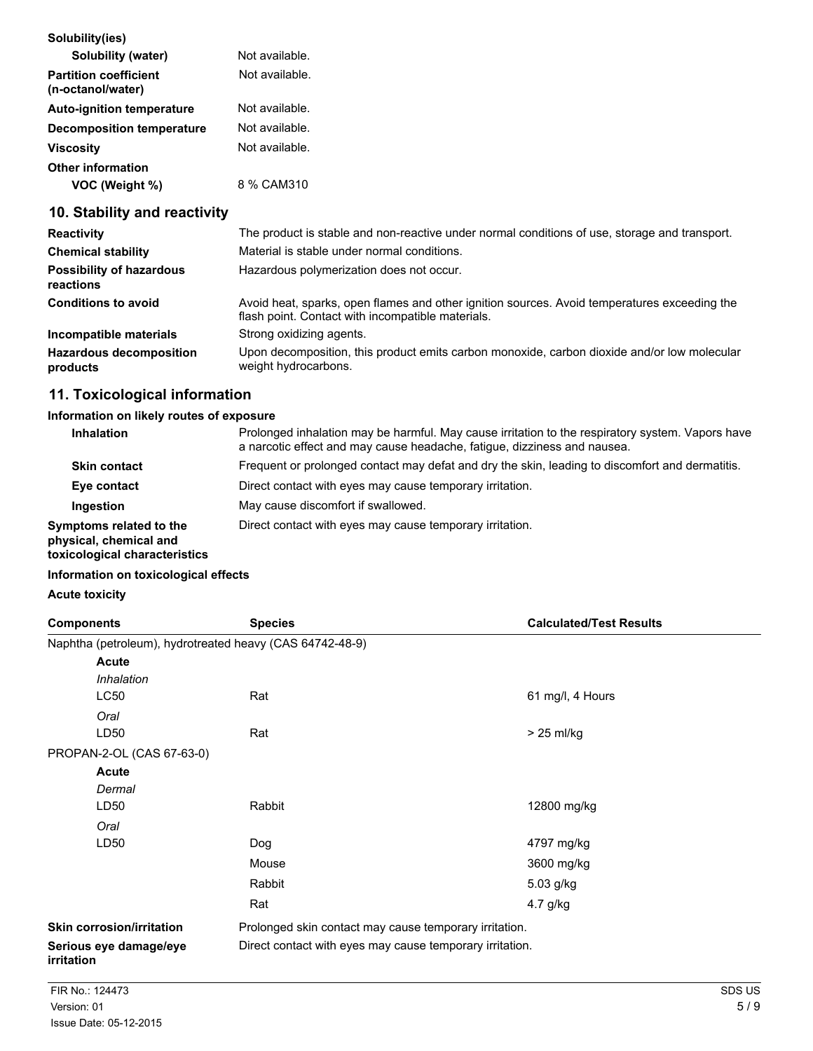| | |
|---|---|
| **Solubility(ies)** | |
| **Solubility (water)** | Not available. |
| **Partition coefficient (n-octanol/water)** | Not available. |
| **Auto-ignition temperature** | Not available. |
| **Decomposition temperature** | Not available. |
| **Viscosity** | Not available. |
| **Other information** | |
| **VOC (Weight %)** | 8 % CAM310 |

## 10. Stability and reactivity

| | |
|---|---|
| **Reactivity** | The product is stable and non-reactive under normal conditions of use, storage and transport. |
| **Chemical stability** | Material is stable under normal conditions. |
| **Possibility of hazardous reactions** | Hazardous polymerization does not occur. |
| **Conditions to avoid** | Avoid heat, sparks, open flames and other ignition sources. Avoid temperatures exceeding the flash point. Contact with incompatible materials. |
| **Incompatible materials** | Strong oxidizing agents. |
| **Hazardous decomposition products** | Upon decomposition, this product emits carbon monoxide, carbon dioxide and/or low molecular weight hydrocarbons. |

## 11. Toxicological information

**Information on likely routes of exposure**

| | |
|---|---|
| **Inhalation** | Prolonged inhalation may be harmful. May cause irritation to the respiratory system. Vapors have a narcotic effect and may cause headache, fatigue, dizziness and nausea. |
| **Skin contact** | Frequent or prolonged contact may defat and dry the skin, leading to discomfort and dermatitis. |
| **Eye contact** | Direct contact with eyes may cause temporary irritation. |
| **Ingestion** | May cause discomfort if swallowed. |
| **Symptoms related to the physical, chemical and toxicological characteristics** | Direct contact with eyes may cause temporary irritation. |

**Information on toxicological effects**

**Acute toxicity**

| Components | Species | Calculated/Test Results |
|---|---|---|
| Naphtha (petroleum), hydrotreated heavy (CAS 64742-48-9) | | |
| **Acute** | | |
| *Inhalation* | | |
| LC50 | Rat | 61 mg/l, 4 Hours |
| *Oral* | | |
| LD50 | Rat | > 25 ml/kg |
| PROPAN-2-OL (CAS 67-63-0) | | |
| **Acute** | | |
| *Dermal* | | |
| LD50 | Rabbit | 12800 mg/kg |
| *Oral* | | |
| LD50 | Dog | 4797 mg/kg |
| | Mouse | 3600 mg/kg |
| | Rabbit | 5.03 g/kg |
| | Rat | 4.7 g/kg |

| | |
|---|---|
| **Skin corrosion/irritation** | Prolonged skin contact may cause temporary irritation. |
| **Serious eye damage/eye irritation** | Direct contact with eyes may cause temporary irritation. |

FIR No.: 124473
Version: 01
Issue Date: 05-12-2015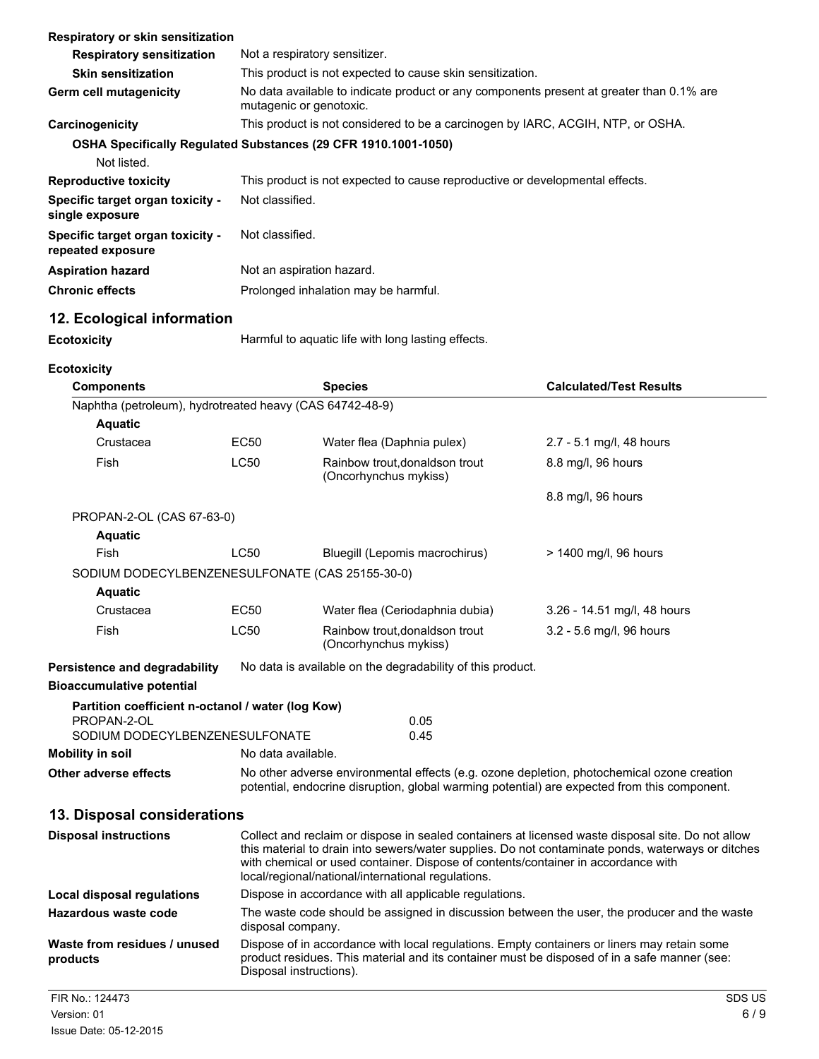**Respiratory or skin sensitization**

| | |
|---|---|
| **Respiratory sensitization** | Not a respiratory sensitizer. |
| **Skin sensitization** | This product is not expected to cause skin sensitization. |
| **Germ cell mutagenicity** | No data available to indicate product or any components present at greater than 0.1% are mutagenic or genotoxic. |
| **Carcinogenicity** | This product is not considered to be a carcinogen by IARC, ACGIH, NTP, or OSHA. |

**OSHA Specifically Regulated Substances (29 CFR 1910.1001-1050)**

Not listed.

| | |
|---|---|
| **Reproductive toxicity** | This product is not expected to cause reproductive or developmental effects. |
| **Specific target organ toxicity - single exposure** | Not classified. |
| **Specific target organ toxicity - repeated exposure** | Not classified. |
| **Aspiration hazard** | Not an aspiration hazard. |
| **Chronic effects** | Prolonged inhalation may be harmful. |

## 12. Ecological information

**Ecotoxicity** Harmful to aquatic life with long lasting effects.

**Ecotoxicity**

| Components | | Species | Calculated/Test Results |
|---|---|---|---|
| Naphtha (petroleum), hydrotreated heavy (CAS 64742-48-9) | | | |
| **Aquatic** | | | |
| Crustacea | EC50 | Water flea (Daphnia pulex) | 2.7 - 5.1 mg/l, 48 hours |
| Fish | LC50 | Rainbow trout,donaldson trout (Oncorhynchus mykiss) | 8.8 mg/l, 96 hours |
| | | | 8.8 mg/l, 96 hours |
| PROPAN-2-OL (CAS 67-63-0) | | | |
| **Aquatic** | | | |
| Fish | LC50 | Bluegill (Lepomis macrochirus) | > 1400 mg/l, 96 hours |
| SODIUM DODECYLBENZENESULFONATE (CAS 25155-30-0) | | | |
| **Aquatic** | | | |
| Crustacea | EC50 | Water flea (Ceriodaphnia dubia) | 3.26 - 14.51 mg/l, 48 hours |
| Fish | LC50 | Rainbow trout,donaldson trout (Oncorhynchus mykiss) | 3.2 - 5.6 mg/l, 96 hours |

**Persistence and degradability** No data is available on the degradability of this product.

**Bioaccumulative potential**

**Partition coefficient n-octanol / water (log Kow)**

| | |
|---|---|
| PROPAN-2-OL | 0.05 |
| SODIUM DODECYLBENZENESULFONATE | 0.45 |

**Mobility in soil** No data available.

**Other adverse effects** No other adverse environmental effects (e.g. ozone depletion, photochemical ozone creation potential, endocrine disruption, global warming potential) are expected from this component.

## 13. Disposal considerations

| | |
|---|---|
| **Disposal instructions** | Collect and reclaim or dispose in sealed containers at licensed waste disposal site. Do not allow this material to drain into sewers/water supplies. Do not contaminate ponds, waterways or ditches with chemical or used container. Dispose of contents/container in accordance with local/regional/national/international regulations. |
| **Local disposal regulations** | Dispose in accordance with all applicable regulations. |
| **Hazardous waste code** | The waste code should be assigned in discussion between the user, the producer and the waste disposal company. |
| **Waste from residues / unused products** | Dispose of in accordance with local regulations. Empty containers or liners may retain some product residues. This material and its container must be disposed of in a safe manner (see: Disposal instructions). |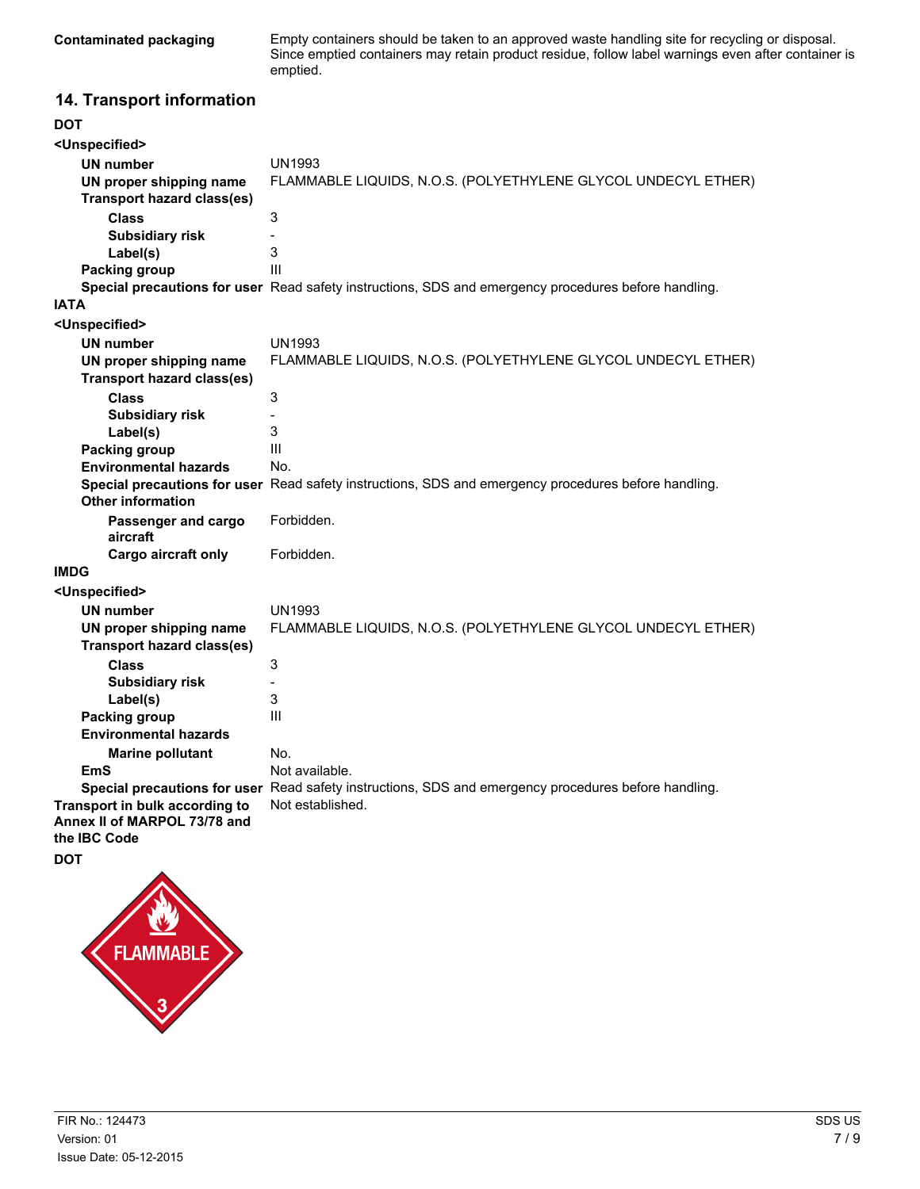**Contaminated packaging** Empty containers should be taken to an approved waste handling site for recycling or disposal. Since emptied containers may retain product residue, follow label warnings even after container is emptied.

## 14. Transport information

**DOT**

**<Unspecified>**

| | |
|---|---|
| **UN number** | UN1993 |
| **UN proper shipping name** | FLAMMABLE LIQUIDS, N.O.S. (POLYETHYLENE GLYCOL UNDECYL ETHER) |
| **Transport hazard class(es)** | |
| **Class** | 3 |
| **Subsidiary risk** | - |
| **Label(s)** | 3 |
| **Packing group** | III |
| **Special precautions for user** | Read safety instructions, SDS and emergency procedures before handling. |

**IATA**

**<Unspecified>**

| | |
|---|---|
| **UN number** | UN1993 |
| **UN proper shipping name** | FLAMMABLE LIQUIDS, N.O.S. (POLYETHYLENE GLYCOL UNDECYL ETHER) |
| **Transport hazard class(es)** | |
| **Class** | 3 |
| **Subsidiary risk** | - |
| **Label(s)** | 3 |
| **Packing group** | III |
| **Environmental hazards** | No. |
| **Special precautions for user** | Read safety instructions, SDS and emergency procedures before handling. |
| **Other information** | |
| **Passenger and cargo aircraft** | Forbidden. |
| **Cargo aircraft only** | Forbidden. |

**IMDG**

**<Unspecified>**

| | |
|---|---|
| **UN number** | UN1993 |
| **UN proper shipping name** | FLAMMABLE LIQUIDS, N.O.S. (POLYETHYLENE GLYCOL UNDECYL ETHER) |
| **Transport hazard class(es)** | |
| **Class** | 3 |
| **Subsidiary risk** | - |
| **Label(s)** | 3 |
| **Packing group** | III |
| **Environmental hazards** | |
| **Marine pollutant** | No. |
| **EmS** | Not available. |
| **Special precautions for user** | Read safety instructions, SDS and emergency procedures before handling. |

**Transport in bulk according to Annex II of MARPOL 73/78 and the IBC Code** Not established.

**DOT**

FLAMMABLE 3

FIR No.: 124473
Version: 01
Issue Date: 05-12-2015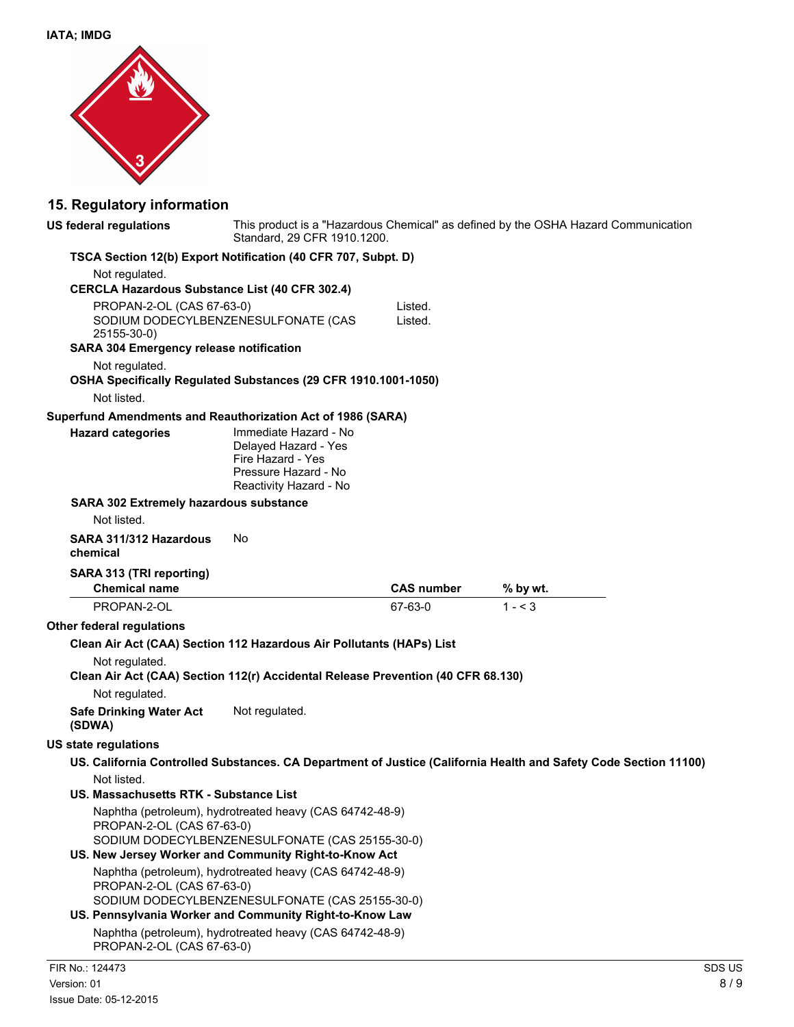**IATA; IMDG**

## 15. Regulatory information

**US federal regulations** This product is a "Hazardous Chemical" as defined by the OSHA Hazard Communication Standard, 29 CFR 1910.1200.

**TSCA Section 12(b) Export Notification (40 CFR 707, Subpt. D)**

Not regulated.

**CERCLA Hazardous Substance List (40 CFR 302.4)**

| | |
|---|---|
| PROPAN-2-OL (CAS 67-63-0) | Listed. |
| SODIUM DODECYLBENZENESULFONATE (CAS 25155-30-0) | Listed. |

**SARA 304 Emergency release notification**

Not regulated.

**OSHA Specifically Regulated Substances (29 CFR 1910.1001-1050)**

Not listed.

**Superfund Amendments and Reauthorization Act of 1986 (SARA)**

**Hazard categories**
Immediate Hazard - No
Delayed Hazard - Yes
Fire Hazard - Yes
Pressure Hazard - No
Reactivity Hazard - No

**SARA 302 Extremely hazardous substance**

Not listed.

**SARA 311/312 Hazardous chemical** No

**SARA 313 (TRI reporting)**

| Chemical name | CAS number | % by wt. |
|---|---|---|
| PROPAN-2-OL | 67-63-0 | 1 - < 3 |

**Other federal regulations**

**Clean Air Act (CAA) Section 112 Hazardous Air Pollutants (HAPs) List**

Not regulated.

**Clean Air Act (CAA) Section 112(r) Accidental Release Prevention (40 CFR 68.130)**

Not regulated.

**Safe Drinking Water Act (SDWA)** Not regulated.

**US state regulations**

**US. California Controlled Substances. CA Department of Justice (California Health and Safety Code Section 11100)**

Not listed.

**US. Massachusetts RTK - Substance List**

Naphtha (petroleum), hydrotreated heavy (CAS 64742-48-9)
PROPAN-2-OL (CAS 67-63-0)
SODIUM DODECYLBENZENESULFONATE (CAS 25155-30-0)

**US. New Jersey Worker and Community Right-to-Know Act**

Naphtha (petroleum), hydrotreated heavy (CAS 64742-48-9)
PROPAN-2-OL (CAS 67-63-0)
SODIUM DODECYLBENZENESULFONATE (CAS 25155-30-0)

**US. Pennsylvania Worker and Community Right-to-Know Law**

Naphtha (petroleum), hydrotreated heavy (CAS 64742-48-9)
PROPAN-2-OL (CAS 67-63-0)

FIR No.: 124473
Version: 01
Issue Date: 05-12-2015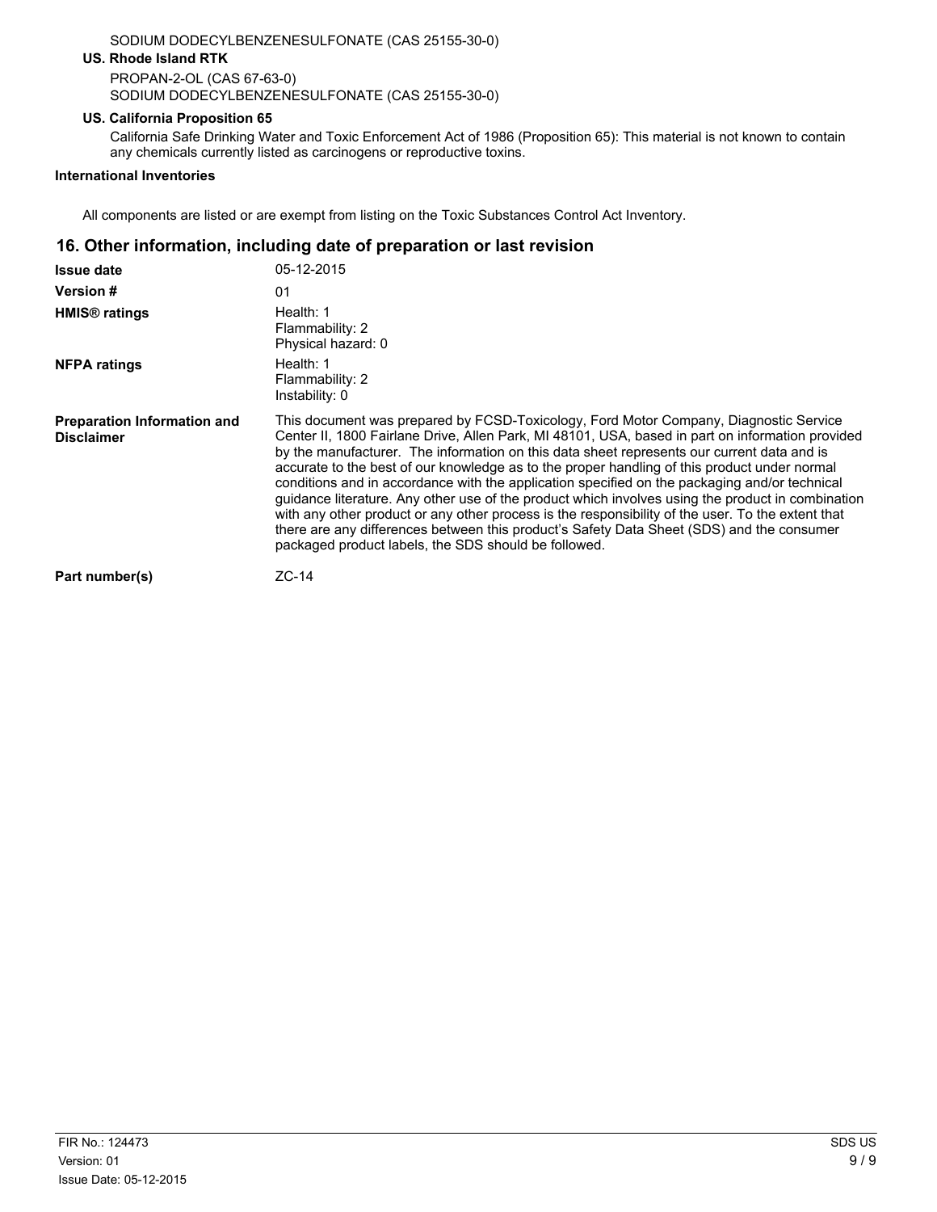SODIUM DODECYLBENZENESULFONATE (CAS 25155-30-0)

**US. Rhode Island RTK**

PROPAN-2-OL (CAS 67-63-0)
SODIUM DODECYLBENZENESULFONATE (CAS 25155-30-0)

**US. California Proposition 65**

California Safe Drinking Water and Toxic Enforcement Act of 1986 (Proposition 65): This material is not known to contain any chemicals currently listed as carcinogens or reproductive toxins.

**International Inventories**

All components are listed or are exempt from listing on the Toxic Substances Control Act Inventory.

## 16. Other information, including date of preparation or last revision

| | |
|---|---|
| **Issue date** | 05-12-2015 |
| **Version #** | 01 |
| **HMIS® ratings** | Health: 1<br>Flammability: 2<br>Physical hazard: 0 |
| **NFPA ratings** | Health: 1<br>Flammability: 2<br>Instability: 0 |
| **Preparation Information and Disclaimer** | This document was prepared by FCSD-Toxicology, Ford Motor Company, Diagnostic Service Center II, 1800 Fairlane Drive, Allen Park, MI 48101, USA, based in part on information provided by the manufacturer. The information on this data sheet represents our current data and is accurate to the best of our knowledge as to the proper handling of this product under normal conditions and in accordance with the application specified on the packaging and/or technical guidance literature. Any other use of the product which involves using the product in combination with any other product or any other process is the responsibility of the user. To the extent that there are any differences between this product's Safety Data Sheet (SDS) and the consumer packaged product labels, the SDS should be followed. |
| **Part number(s)** | ZC-14 |